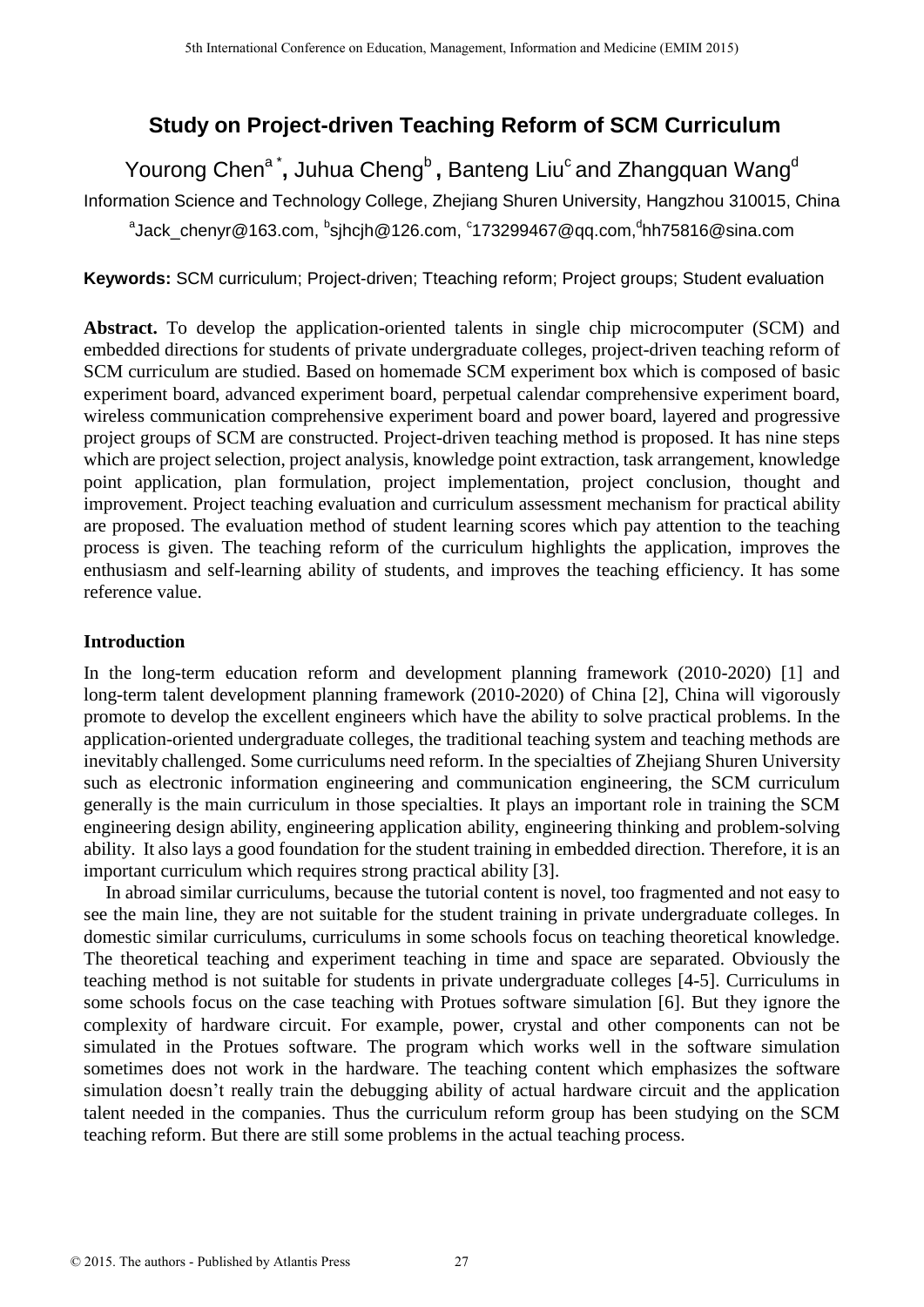# Study on Project-driven Teaching Reform of SCM Curriculum

Yourong Chen[a *], Juhua Cheng[b], Banteng Liu[c] and Zhangquan Wang[d]

Information Science and Technology College, Zhejiang Shuren University, Hangzhou 310015, China

[a]Jack_chenyr@163.com, [b]sjhcjh@126.com, [c]173299467@qq.com,[d]hh75816@sina.com

**Keywords:** SCM curriculum; Project-driven; Tteaching reform; Project groups; Student evaluation

**Abstract.** To develop the application-oriented talents in single chip microcomputer (SCM) and embedded directions for students of private undergraduate colleges, project-driven teaching reform of SCM curriculum are studied. Based on homemade SCM experiment box which is composed of basic experiment board, advanced experiment board, perpetual calendar comprehensive experiment board, wireless communication comprehensive experiment board and power board, layered and progressive project groups of SCM are constructed. Project-driven teaching method is proposed. It has nine steps which are project selection, project analysis, knowledge point extraction, task arrangement, knowledge point application, plan formulation, project implementation, project conclusion, thought and improvement. Project teaching evaluation and curriculum assessment mechanism for practical ability are proposed. The evaluation method of student learning scores which pay attention to the teaching process is given. The teaching reform of the curriculum highlights the application, improves the enthusiasm and self-learning ability of students, and improves the teaching efficiency. It has some reference value.

## Introduction

In the long-term education reform and development planning framework (2010-2020) [1] and long-term talent development planning framework (2010-2020) of China [2], China will vigorously promote to develop the excellent engineers which have the ability to solve practical problems. In the application-oriented undergraduate colleges, the traditional teaching system and teaching methods are inevitably challenged. Some curriculums need reform. In the specialties of Zhejiang Shuren University such as electronic information engineering and communication engineering, the SCM curriculum generally is the main curriculum in those specialties. It plays an important role in training the SCM engineering design ability, engineering application ability, engineering thinking and problem-solving ability. It also lays a good foundation for the student training in embedded direction. Therefore, it is an important curriculum which requires strong practical ability [3].

In abroad similar curriculums, because the tutorial content is novel, too fragmented and not easy to see the main line, they are not suitable for the student training in private undergraduate colleges. In domestic similar curriculums, curriculums in some schools focus on teaching theoretical knowledge. The theoretical teaching and experiment teaching in time and space are separated. Obviously the teaching method is not suitable for students in private undergraduate colleges [4-5]. Curriculums in some schools focus on the case teaching with Protues software simulation [6]. But they ignore the complexity of hardware circuit. For example, power, crystal and other components can not be simulated in the Protues software. The program which works well in the software simulation sometimes does not work in the hardware. The teaching content which emphasizes the software simulation doesn't really train the debugging ability of actual hardware circuit and the application talent needed in the companies. Thus the curriculum reform group has been studying on the SCM teaching reform. But there are still some problems in the actual teaching process.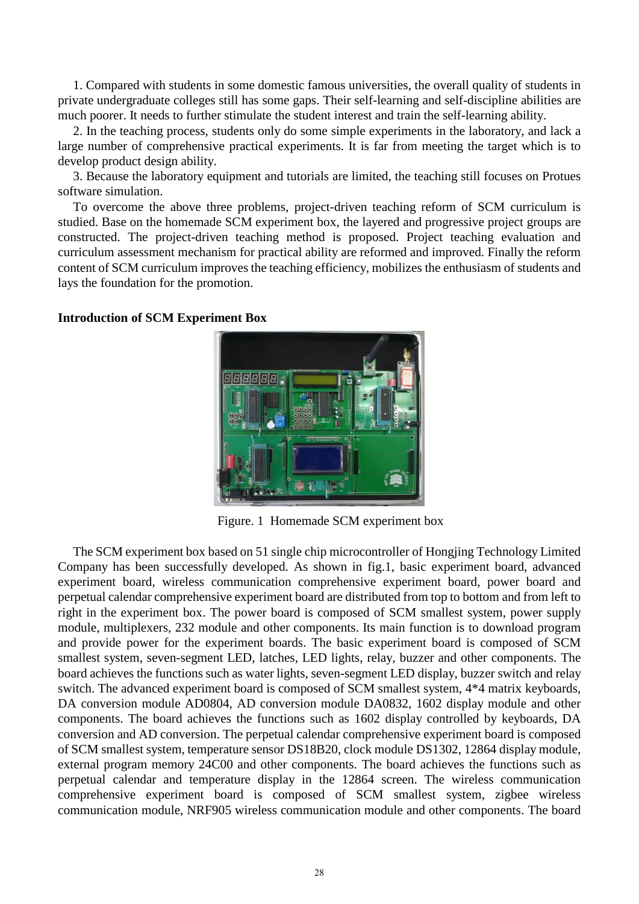1. Compared with students in some domestic famous universities, the overall quality of students in private undergraduate colleges still has some gaps. Their self-learning and self-discipline abilities are much poorer. It needs to further stimulate the student interest and train the self-learning ability.

2. In the teaching process, students only do some simple experiments in the laboratory, and lack a large number of comprehensive practical experiments. It is far from meeting the target which is to develop product design ability.

3. Because the laboratory equipment and tutorials are limited, the teaching still focuses on Protues software simulation.

To overcome the above three problems, project-driven teaching reform of SCM curriculum is studied. Base on the homemade SCM experiment box, the layered and progressive project groups are constructed. The project-driven teaching method is proposed. Project teaching evaluation and curriculum assessment mechanism for practical ability are reformed and improved. Finally the reform content of SCM curriculum improves the teaching efficiency, mobilizes the enthusiasm of students and lays the foundation for the promotion.

**Introduction of SCM Experiment Box**

Figure. 1 Homemade SCM experiment box

The SCM experiment box based on 51 single chip microcontroller of Hongjing Technology Limited Company has been successfully developed. As shown in fig.1, basic experiment board, advanced experiment board, wireless communication comprehensive experiment board, power board and perpetual calendar comprehensive experiment board are distributed from top to bottom and from left to right in the experiment box. The power board is composed of SCM smallest system, power supply module, multiplexers, 232 module and other components. Its main function is to download program and provide power for the experiment boards. The basic experiment board is composed of SCM smallest system, seven-segment LED, latches, LED lights, relay, buzzer and other components. The board achieves the functions such as water lights, seven-segment LED display, buzzer switch and relay switch. The advanced experiment board is composed of SCM smallest system, 4*4 matrix keyboards, DA conversion module AD0804, AD conversion module DA0832, 1602 display module and other components. The board achieves the functions such as 1602 display controlled by keyboards, DA conversion and AD conversion. The perpetual calendar comprehensive experiment board is composed of SCM smallest system, temperature sensor DS18B20, clock module DS1302, 12864 display module, external program memory 24C00 and other components. The board achieves the functions such as perpetual calendar and temperature display in the 12864 screen. The wireless communication comprehensive experiment board is composed of SCM smallest system, zigbee wireless communication module, NRF905 wireless communication module and other components. The board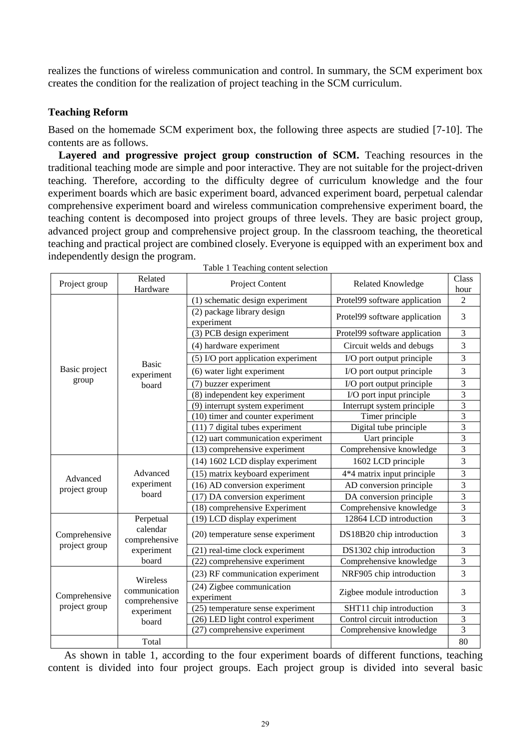realizes the functions of wireless communication and control. In summary, the SCM experiment box creates the condition for the realization of project teaching in the SCM curriculum.

## Teaching Reform

Based on the homemade SCM experiment box, the following three aspects are studied [7-10]. The contents are as follows.

**Layered and progressive project group construction of SCM.** Teaching resources in the traditional teaching mode are simple and poor interactive. They are not suitable for the project-driven teaching. Therefore, according to the difficulty degree of curriculum knowledge and the four experiment boards which are basic experiment board, advanced experiment board, perpetual calendar comprehensive experiment board and wireless communication comprehensive experiment board, the teaching content is decomposed into project groups of three levels. They are basic project group, advanced project group and comprehensive project group. In the classroom teaching, the theoretical teaching and practical project are combined closely. Everyone is equipped with an experiment box and independently design the program.

Table 1 Teaching content selection

| Project group | Related Hardware | Project Content | Related Knowledge | Class hour |
|---|---|---|---|---|
| Basic project group | Basic experiment board | (1) schematic design experiment | Protel99 software application | 2 |
| | | (2) package library design experiment | Protel99 software application | 3 |
| | | (3) PCB design experiment | Protel99 software application | 3 |
| | | (4) hardware experiment | Circuit welds and debugs | 3 |
| | | (5) I/O port application experiment | I/O port output principle | 3 |
| | | (6) water light experiment | I/O port output principle | 3 |
| | | (7) buzzer experiment | I/O port output principle | 3 |
| | | (8) independent key experiment | I/O port input principle | 3 |
| | | (9) interrupt system experiment | Interrupt system principle | 3 |
| | | (10) timer and counter experiment | Timer principle | 3 |
| | | (11) 7 digital tubes experiment | Digital tube principle | 3 |
| | | (12) uart communication experiment | Uart principle | 3 |
| | | (13) comprehensive experiment | Comprehensive knowledge | 3 |
| Advanced project group | Advanced experiment board | (14) 1602 LCD display experiment | 1602 LCD principle | 3 |
| | | (15) matrix keyboard experiment | 4*4 matrix input principle | 3 |
| | | (16) AD conversion experiment | AD conversion principle | 3 |
| | | (17) DA conversion experiment | DA conversion principle | 3 |
| | | (18) comprehensive Experiment | Comprehensive knowledge | 3 |
| Comprehensive project group | Perpetual calendar comprehensive experiment board | (19) LCD display experiment | 12864 LCD introduction | 3 |
| | | (20) temperature sense experiment | DS18B20 chip introduction | 3 |
| | | (21) real-time clock experiment | DS1302 chip introduction | 3 |
| | | (22) comprehensive experiment | Comprehensive knowledge | 3 |
| Comprehensive project group | Wireless communication comprehensive experiment board | (23) RF communication experiment | NRF905 chip introduction | 3 |
| | | (24) Zigbee communication experiment | Zigbee module introduction | 3 |
| | | (25) temperature sense experiment | SHT11 chip introduction | 3 |
| | | (26) LED light control experiment | Control circuit introduction | 3 |
| | | (27) comprehensive experiment | Comprehensive knowledge | 3 |
| | Total | | | 80 |

As shown in table 1, according to the four experiment boards of different functions, teaching content is divided into four project groups. Each project group is divided into several basic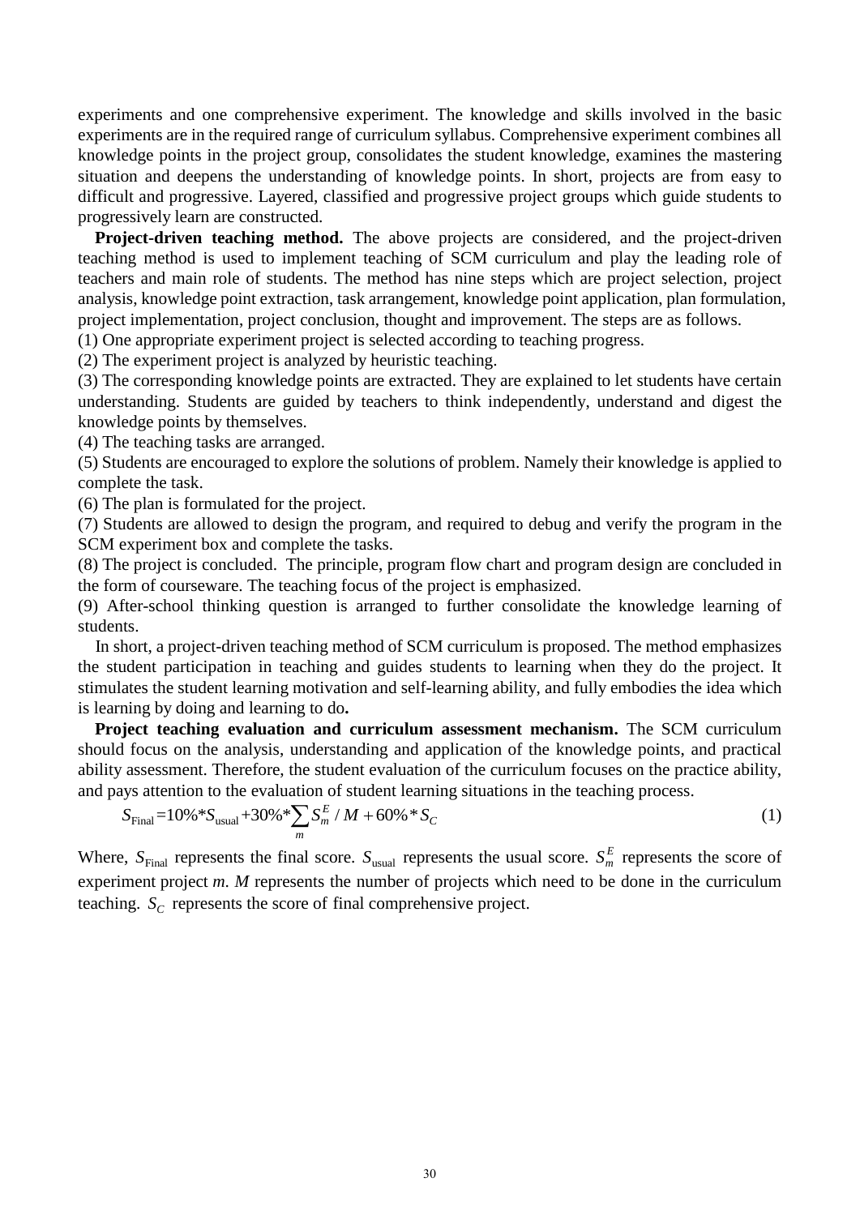experiments and one comprehensive experiment. The knowledge and skills involved in the basic experiments are in the required range of curriculum syllabus. Comprehensive experiment combines all knowledge points in the project group, consolidates the student knowledge, examines the mastering situation and deepens the understanding of knowledge points. In short, projects are from easy to difficult and progressive. Layered, classified and progressive project groups which guide students to progressively learn are constructed.

**Project-driven teaching method.** The above projects are considered, and the project-driven teaching method is used to implement teaching of SCM curriculum and play the leading role of teachers and main role of students. The method has nine steps which are project selection, project analysis, knowledge point extraction, task arrangement, knowledge point application, plan formulation, project implementation, project conclusion, thought and improvement. The steps are as follows.

(1) One appropriate experiment project is selected according to teaching progress.

(2) The experiment project is analyzed by heuristic teaching.

(3) The corresponding knowledge points are extracted. They are explained to let students have certain understanding. Students are guided by teachers to think independently, understand and digest the knowledge points by themselves.

(4) The teaching tasks are arranged.

(5) Students are encouraged to explore the solutions of problem. Namely their knowledge is applied to complete the task.

(6) The plan is formulated for the project.

(7) Students are allowed to design the program, and required to debug and verify the program in the SCM experiment box and complete the tasks.

(8) The project is concluded. The principle, program flow chart and program design are concluded in the form of courseware. The teaching focus of the project is emphasized.

(9) After-school thinking question is arranged to further consolidate the knowledge learning of students.

In short, a project-driven teaching method of SCM curriculum is proposed. The method emphasizes the student participation in teaching and guides students to learning when they do the project. It stimulates the student learning motivation and self-learning ability, and fully embodies the idea which is learning by doing and learning to do**.**

**Project teaching evaluation and curriculum assessment mechanism.** The SCM curriculum should focus on the analysis, understanding and application of the knowledge points, and practical ability assessment. Therefore, the student evaluation of the curriculum focuses on the practice ability, and pays attention to the evaluation of student learning situations in the teaching process.

$$S_{\text{Final}} = 10\% * S_{\text{usual}} + 30\% * \sum_{m} S_m^E / M + 60\% * S_C \tag{1}$$

Where, $S_{\text{Final}}$ represents the final score. $S_{\text{usual}}$ represents the usual score. $S_m^E$ represents the score of experiment project *m*. *M* represents the number of projects which need to be done in the curriculum teaching. $S_C$ represents the score of final comprehensive project.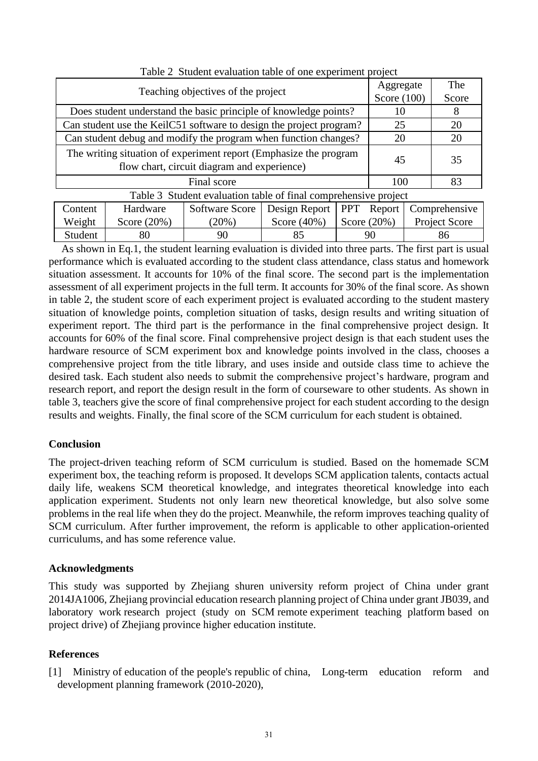Table 2 Student evaluation table of one experiment project

| Teaching objectives of the project | Aggregate Score (100) | The Score |
|---|---|---|
| Does student understand the basic principle of knowledge points? | 10 | 8 |
| Can student use the KeilC51 software to design the project program? | 25 | 20 |
| Can student debug and modify the program when function changes? | 20 | 20 |
| The writing situation of experiment report (Emphasize the program flow chart, circuit diagram and experience) | 45 | 35 |
| Final score | 100 | 83 |

Table 3 Student evaluation table of final comprehensive project

| Content Weight | Hardware Score (20%) | Software Score (20%) | Design Report Score (40%) | PPT Report Score (20%) | Comprehensive Project Score |
|---|---|---|---|---|---|
| Student | 80 | 90 | 85 | 90 | 86 |

As shown in Eq.1, the student learning evaluation is divided into three parts. The first part is usual performance which is evaluated according to the student class attendance, class status and homework situation assessment. It accounts for 10% of the final score. The second part is the implementation assessment of all experiment projects in the full term. It accounts for 30% of the final score. As shown in table 2, the student score of each experiment project is evaluated according to the student mastery situation of knowledge points, completion situation of tasks, design results and writing situation of experiment report. The third part is the performance in the final comprehensive project design. It accounts for 60% of the final score. Final comprehensive project design is that each student uses the hardware resource of SCM experiment box and knowledge points involved in the class, chooses a comprehensive project from the title library, and uses inside and outside class time to achieve the desired task. Each student also needs to submit the comprehensive project's hardware, program and research report, and report the design result in the form of courseware to other students. As shown in table 3, teachers give the score of final comprehensive project for each student according to the design results and weights. Finally, the final score of the SCM curriculum for each student is obtained.

## Conclusion

The project-driven teaching reform of SCM curriculum is studied. Based on the homemade SCM experiment box, the teaching reform is proposed. It develops SCM application talents, contacts actual daily life, weakens SCM theoretical knowledge, and integrates theoretical knowledge into each application experiment. Students not only learn new theoretical knowledge, but also solve some problems in the real life when they do the project. Meanwhile, the reform improves teaching quality of SCM curriculum. After further improvement, the reform is applicable to other application-oriented curriculums, and has some reference value.

## Acknowledgments

This study was supported by Zhejiang shuren university reform project of China under grant 2014JA1006, Zhejiang provincial education research planning project of China under grant JB039, and laboratory work research project (study on SCM remote experiment teaching platform based on project drive) of Zhejiang province higher education institute.

## References

[1] Ministry of education of the people's republic of china, Long-term education reform and development planning framework (2010-2020),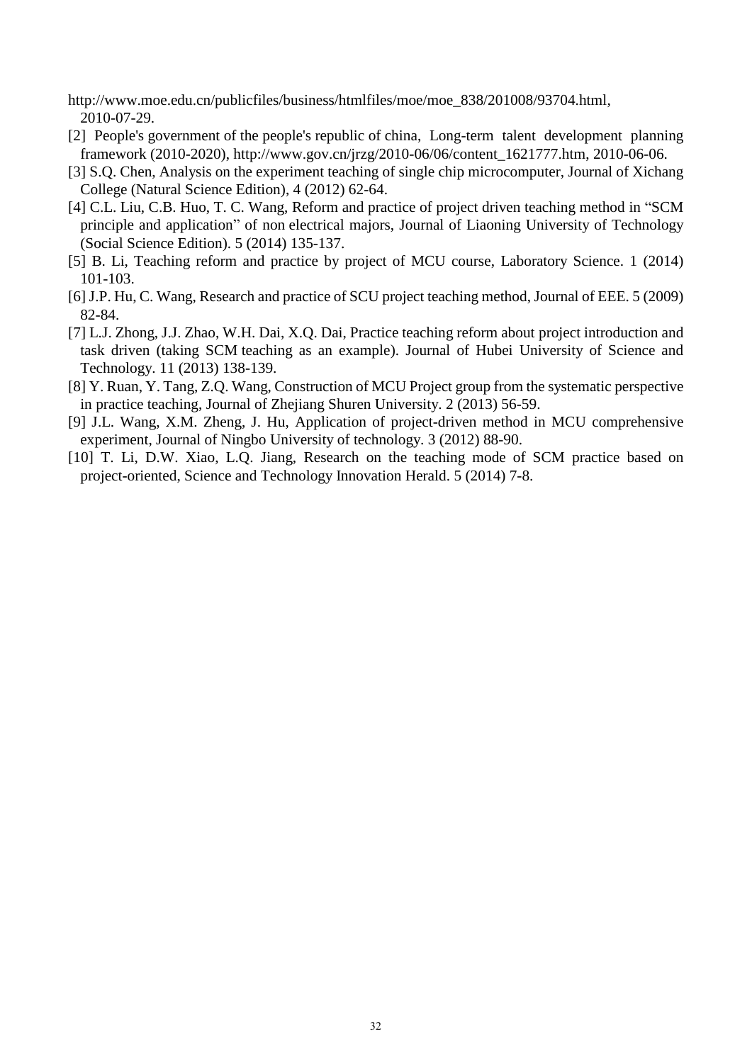http://www.moe.edu.cn/publicfiles/business/htmlfiles/moe/moe_838/201008/93704.html, 2010-07-29.

[2] People's government of the people's republic of china, Long-term talent development planning framework (2010-2020), http://www.gov.cn/jrzg/2010-06/06/content_1621777.htm, 2010-06-06.

[3] S.Q. Chen, Analysis on the experiment teaching of single chip microcomputer, Journal of Xichang College (Natural Science Edition), 4 (2012) 62-64.

[4] C.L. Liu, C.B. Huo, T. C. Wang, Reform and practice of project driven teaching method in "SCM principle and application" of non electrical majors, Journal of Liaoning University of Technology (Social Science Edition). 5 (2014) 135-137.

[5] B. Li, Teaching reform and practice by project of MCU course, Laboratory Science. 1 (2014) 101-103.

[6] J.P. Hu, C. Wang, Research and practice of SCU project teaching method, Journal of EEE. 5 (2009) 82-84.

[7] L.J. Zhong, J.J. Zhao, W.H. Dai, X.Q. Dai, Practice teaching reform about project introduction and task driven (taking SCM teaching as an example). Journal of Hubei University of Science and Technology. 11 (2013) 138-139.

[8] Y. Ruan, Y. Tang, Z.Q. Wang, Construction of MCU Project group from the systematic perspective in practice teaching, Journal of Zhejiang Shuren University. 2 (2013) 56-59.

[9] J.L. Wang, X.M. Zheng, J. Hu, Application of project-driven method in MCU comprehensive experiment, Journal of Ningbo University of technology. 3 (2012) 88-90.

[10] T. Li, D.W. Xiao, L.Q. Jiang, Research on the teaching mode of SCM practice based on project-oriented, Science and Technology Innovation Herald. 5 (2014) 7-8.